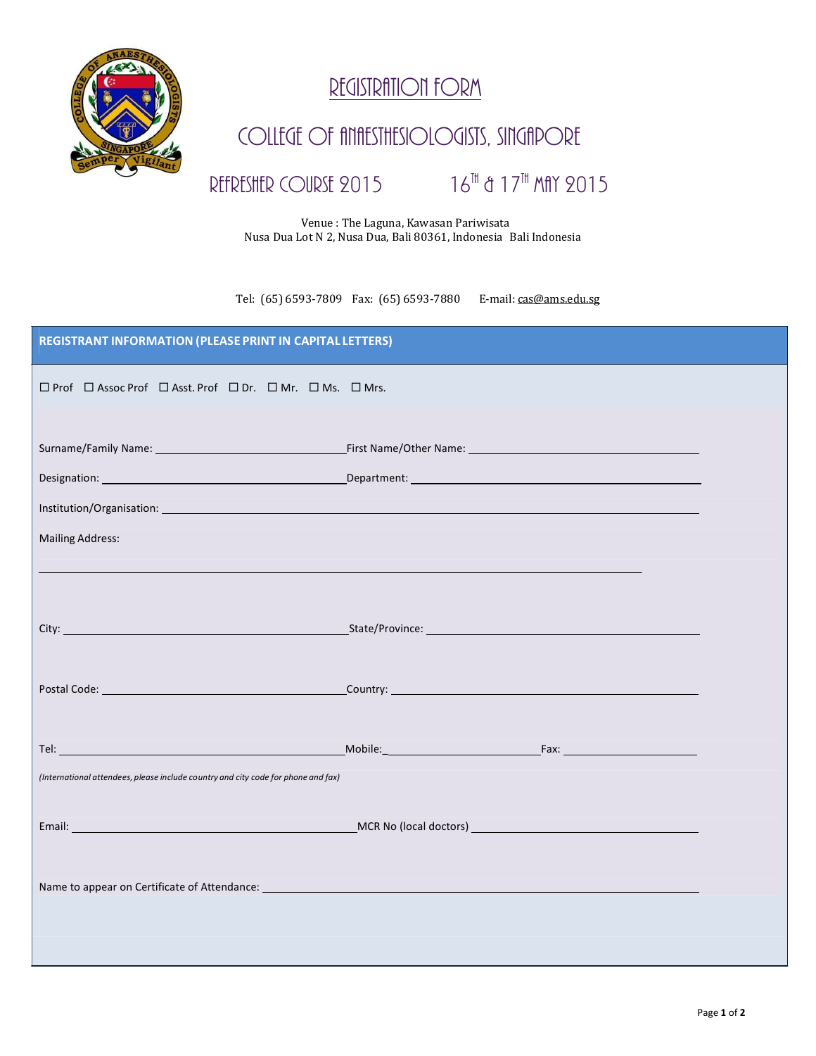# REGISTRATION FORM

## COLLEGE OF ANAESTHESIOLOGISTS, SINGAPORE

### REFRESHER COURSE 2015 16TH & 17TH MAY 2015

Venue : The Laguna, Kawasan Pariwisata
Nusa Dua Lot N 2, Nusa Dua, Bali 80361, Indonesia Bali Indonesia

Tel: (65) 6593-7809 Fax: (65) 6593-7880 E-mail: cas@ams.edu.sg

**REGISTRANT INFORMATION (PLEASE PRINT IN CAPITAL LETTERS)**

☐ Prof ☐ Assoc Prof ☐ Asst. Prof ☐ Dr. ☐ Mr. ☐ Ms. ☐ Mrs.

Surname/Family Name: ______________________ First Name/Other Name: ______________________

Designation: ______________________ Department: ______________________

Institution/Organisation: ______________________

Mailing Address:

______________________

City: ______________________ State/Province: ______________________

Postal Code: ______________________ Country: ______________________

Tel: ______________________ Mobile: ______________________ Fax: ______________________

*(International attendees, please include country and city code for phone and fax)*

Email: ______________________ MCR No (local doctors) ______________________

Name to appear on Certificate of Attendance: ______________________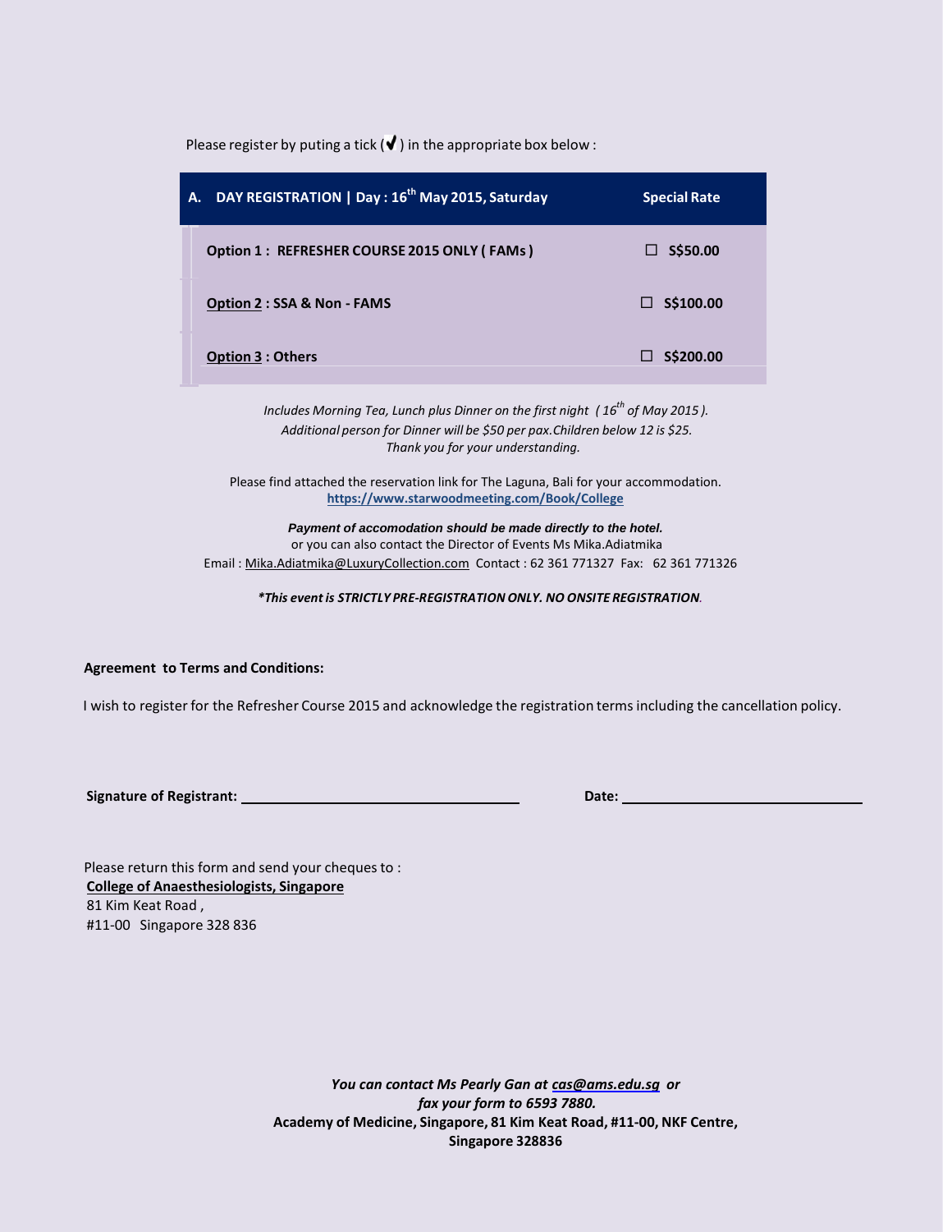Please register by puting a tick (✔) in the appropriate box below :

| A. DAY REGISTRATION \| Day : 16th May 2015, Saturday | Special Rate |
|---|---|
| **Option 1 : REFRESHER COURSE 2015 ONLY ( FAMs )** | ☐ **S$50.00** |
| **Option 2 : SSA & Non - FAMS** | ☐ **S$100.00** |
| **Option 3 : Others** | ☐ **S$200.00** |

*Includes Morning Tea, Lunch plus Dinner on the first night ( 16th of May 2015 ).*
*Additional person for Dinner will be $50 per pax.Children below 12 is $25.*
*Thank you for your understanding.*

Please find attached the reservation link for The Laguna, Bali for your accommodation.
**https://www.starwoodmeeting.com/Book/College**

***Payment of accomodation should be made directly to the hotel.***
or you can also contact the Director of Events Ms Mika.Adiatmika
Email : Mika.Adiatmika@LuxuryCollection.com Contact : 62 361 771327 Fax: 62 361 771326

***\*This event is STRICTLY PRE-REGISTRATION ONLY. NO ONSITE REGISTRATION.***

**Agreement to Terms and Conditions:**

I wish to register for the Refresher Course 2015 and acknowledge the registration terms including the cancellation policy.

**Signature of Registrant:** ______________________________ **Date:** ______________________________

Please return this form and send your cheques to :
**College of Anaesthesiologists, Singapore**
81 Kim Keat Road ,
#11-00 Singapore 328 836

***You can contact Ms Pearly Gan at cas@ams.edu.sg or***
***fax your form to 6593 7880.***
**Academy of Medicine, Singapore, 81 Kim Keat Road, #11-00, NKF Centre,**
**Singapore 328836**